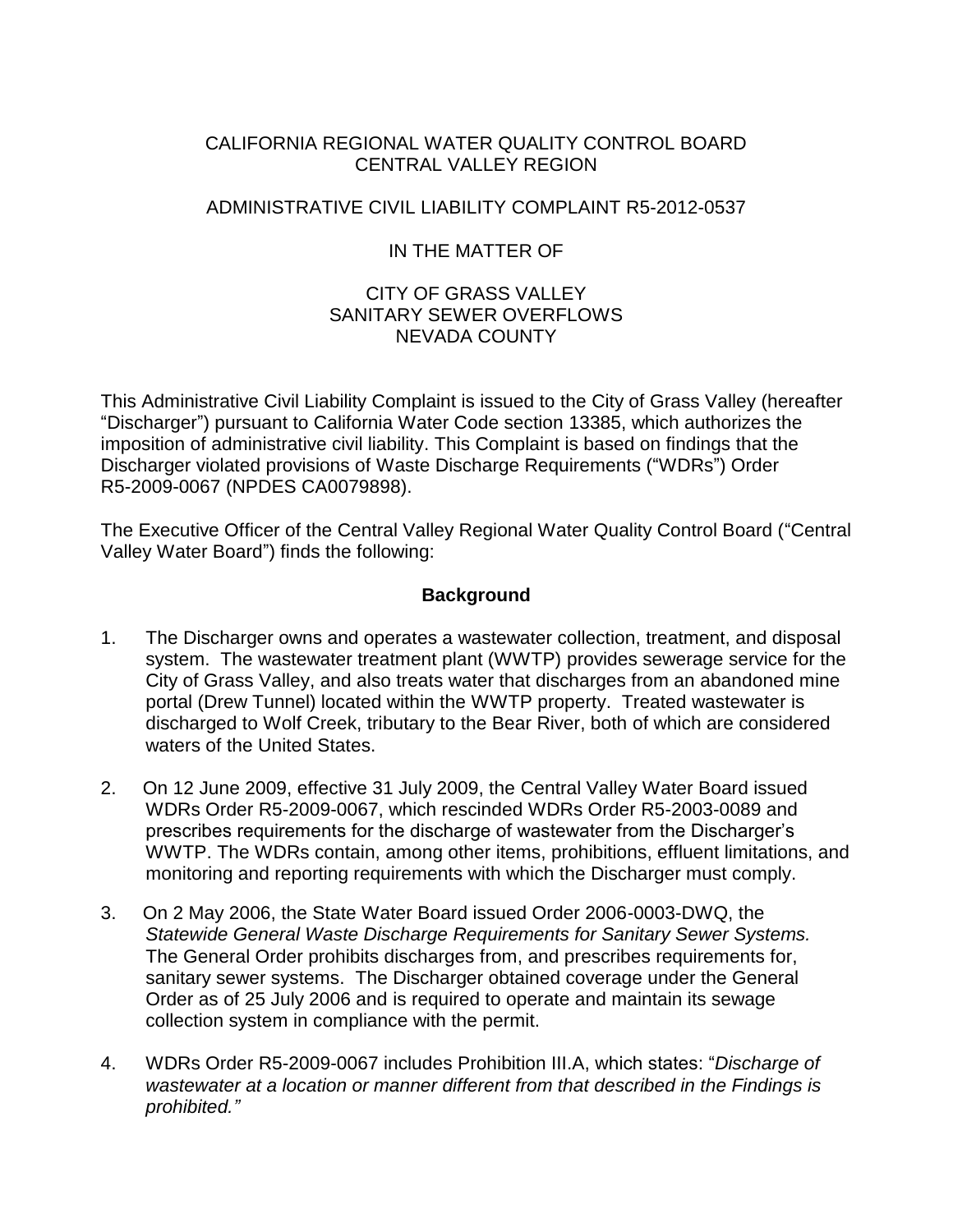CALIFORNIA REGIONAL WATER QUALITY CONTROL BOARD
CENTRAL VALLEY REGION

ADMINISTRATIVE CIVIL LIABILITY COMPLAINT R5-2012-0537

IN THE MATTER OF

CITY OF GRASS VALLEY
SANITARY SEWER OVERFLOWS
NEVADA COUNTY

This Administrative Civil Liability Complaint is issued to the City of Grass Valley (hereafter "Discharger") pursuant to California Water Code section 13385, which authorizes the imposition of administrative civil liability. This Complaint is based on findings that the Discharger violated provisions of Waste Discharge Requirements ("WDRs") Order R5-2009-0067 (NPDES CA0079898).

The Executive Officer of the Central Valley Regional Water Quality Control Board ("Central Valley Water Board") finds the following:

## Background

1. The Discharger owns and operates a wastewater collection, treatment, and disposal system. The wastewater treatment plant (WWTP) provides sewerage service for the City of Grass Valley, and also treats water that discharges from an abandoned mine portal (Drew Tunnel) located within the WWTP property. Treated wastewater is discharged to Wolf Creek, tributary to the Bear River, both of which are considered waters of the United States.

2. On 12 June 2009, effective 31 July 2009, the Central Valley Water Board issued WDRs Order R5-2009-0067, which rescinded WDRs Order R5-2003-0089 and prescribes requirements for the discharge of wastewater from the Discharger's WWTP. The WDRs contain, among other items, prohibitions, effluent limitations, and monitoring and reporting requirements with which the Discharger must comply.

3. On 2 May 2006, the State Water Board issued Order 2006-0003-DWQ, the *Statewide General Waste Discharge Requirements for Sanitary Sewer Systems.* The General Order prohibits discharges from, and prescribes requirements for, sanitary sewer systems. The Discharger obtained coverage under the General Order as of 25 July 2006 and is required to operate and maintain its sewage collection system in compliance with the permit.

4. WDRs Order R5-2009-0067 includes Prohibition III.A, which states: "*Discharge of wastewater at a location or manner different from that described in the Findings is prohibited.*"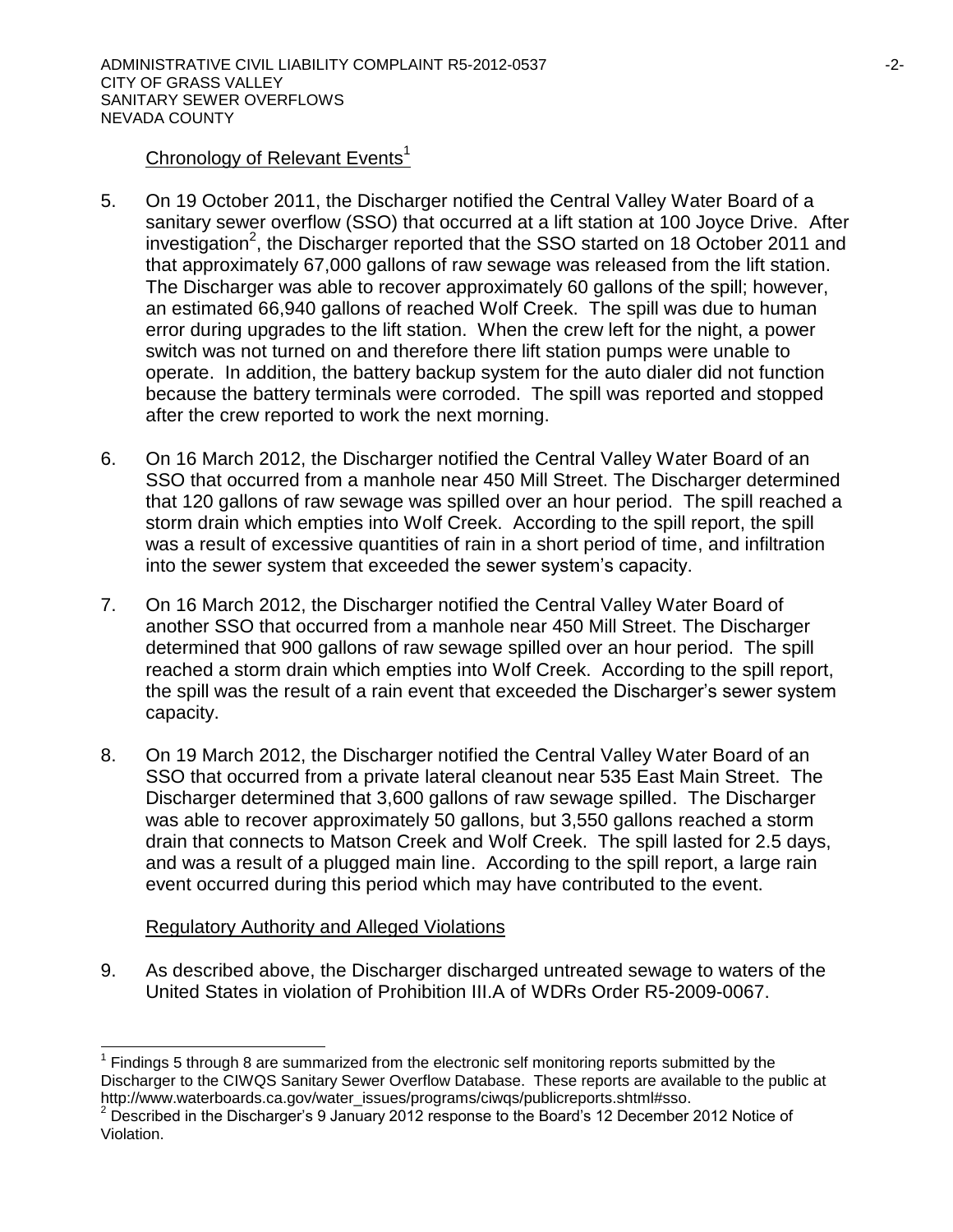Chronology of Relevant Events[1]

5. On 19 October 2011, the Discharger notified the Central Valley Water Board of a sanitary sewer overflow (SSO) that occurred at a lift station at 100 Joyce Drive. After investigation[2], the Discharger reported that the SSO started on 18 October 2011 and that approximately 67,000 gallons of raw sewage was released from the lift station. The Discharger was able to recover approximately 60 gallons of the spill; however, an estimated 66,940 gallons of reached Wolf Creek. The spill was due to human error during upgrades to the lift station. When the crew left for the night, a power switch was not turned on and therefore there lift station pumps were unable to operate. In addition, the battery backup system for the auto dialer did not function because the battery terminals were corroded. The spill was reported and stopped after the crew reported to work the next morning.

6. On 16 March 2012, the Discharger notified the Central Valley Water Board of an SSO that occurred from a manhole near 450 Mill Street. The Discharger determined that 120 gallons of raw sewage was spilled over an hour period. The spill reached a storm drain which empties into Wolf Creek. According to the spill report, the spill was a result of excessive quantities of rain in a short period of time, and infiltration into the sewer system that exceeded the sewer system's capacity.

7. On 16 March 2012, the Discharger notified the Central Valley Water Board of another SSO that occurred from a manhole near 450 Mill Street. The Discharger determined that 900 gallons of raw sewage spilled over an hour period. The spill reached a storm drain which empties into Wolf Creek. According to the spill report, the spill was the result of a rain event that exceeded the Discharger's sewer system capacity.

8. On 19 March 2012, the Discharger notified the Central Valley Water Board of an SSO that occurred from a private lateral cleanout near 535 East Main Street. The Discharger determined that 3,600 gallons of raw sewage spilled. The Discharger was able to recover approximately 50 gallons, but 3,550 gallons reached a storm drain that connects to Matson Creek and Wolf Creek. The spill lasted for 2.5 days, and was a result of a plugged main line. According to the spill report, a large rain event occurred during this period which may have contributed to the event.

Regulatory Authority and Alleged Violations

9. As described above, the Discharger discharged untreated sewage to waters of the United States in violation of Prohibition III.A of WDRs Order R5-2009-0067.

[1] Findings 5 through 8 are summarized from the electronic self monitoring reports submitted by the Discharger to the CIWQS Sanitary Sewer Overflow Database. These reports are available to the public at http://www.waterboards.ca.gov/water_issues/programs/ciwqs/publicreports.shtml#sso.

[2] Described in the Discharger's 9 January 2012 response to the Board's 12 December 2012 Notice of Violation.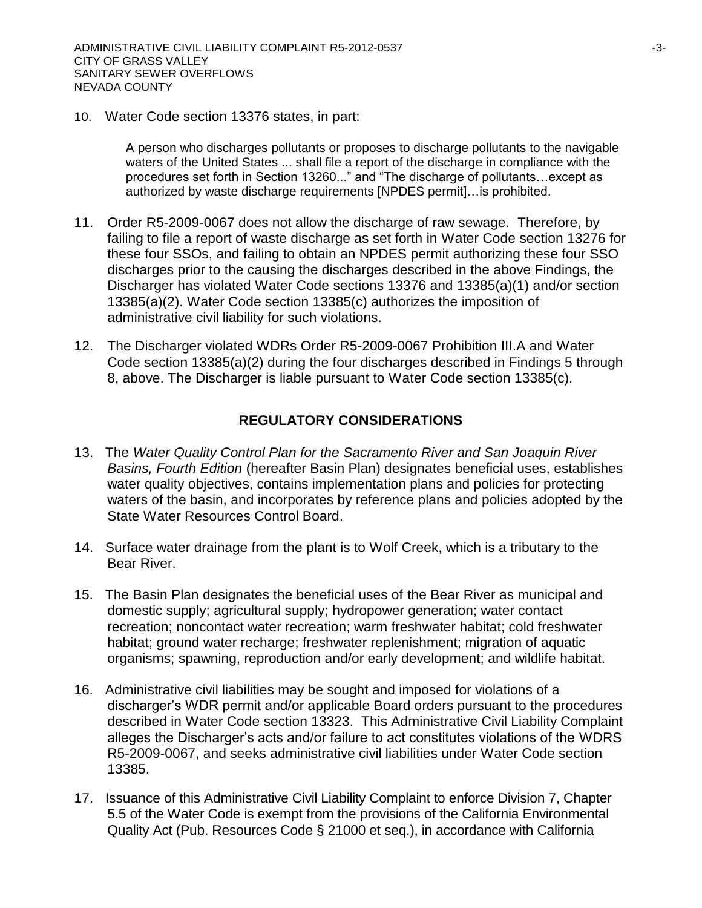10. Water Code section 13376 states, in part:

    > A person who discharges pollutants or proposes to discharge pollutants to the navigable waters of the United States ... shall file a report of the discharge in compliance with the procedures set forth in Section 13260..." and "The discharge of pollutants…except as authorized by waste discharge requirements [NPDES permit]…is prohibited.

11. Order R5-2009-0067 does not allow the discharge of raw sewage. Therefore, by failing to file a report of waste discharge as set forth in Water Code section 13276 for these four SSOs, and failing to obtain an NPDES permit authorizing these four SSO discharges prior to the causing the discharges described in the above Findings, the Discharger has violated Water Code sections 13376 and 13385(a)(1) and/or section 13385(a)(2). Water Code section 13385(c) authorizes the imposition of administrative civil liability for such violations.

12. The Discharger violated WDRs Order R5-2009-0067 Prohibition III.A and Water Code section 13385(a)(2) during the four discharges described in Findings 5 through 8, above. The Discharger is liable pursuant to Water Code section 13385(c).

## REGULATORY CONSIDERATIONS

13. The *Water Quality Control Plan for the Sacramento River and San Joaquin River Basins, Fourth Edition* (hereafter Basin Plan) designates beneficial uses, establishes water quality objectives, contains implementation plans and policies for protecting waters of the basin, and incorporates by reference plans and policies adopted by the State Water Resources Control Board.

14. Surface water drainage from the plant is to Wolf Creek, which is a tributary to the Bear River.

15. The Basin Plan designates the beneficial uses of the Bear River as municipal and domestic supply; agricultural supply; hydropower generation; water contact recreation; noncontact water recreation; warm freshwater habitat; cold freshwater habitat; ground water recharge; freshwater replenishment; migration of aquatic organisms; spawning, reproduction and/or early development; and wildlife habitat.

16. Administrative civil liabilities may be sought and imposed for violations of a discharger's WDR permit and/or applicable Board orders pursuant to the procedures described in Water Code section 13323. This Administrative Civil Liability Complaint alleges the Discharger's acts and/or failure to act constitutes violations of the WDRS R5-2009-0067, and seeks administrative civil liabilities under Water Code section 13385.

17. Issuance of this Administrative Civil Liability Complaint to enforce Division 7, Chapter 5.5 of the Water Code is exempt from the provisions of the California Environmental Quality Act (Pub. Resources Code § 21000 et seq.), in accordance with California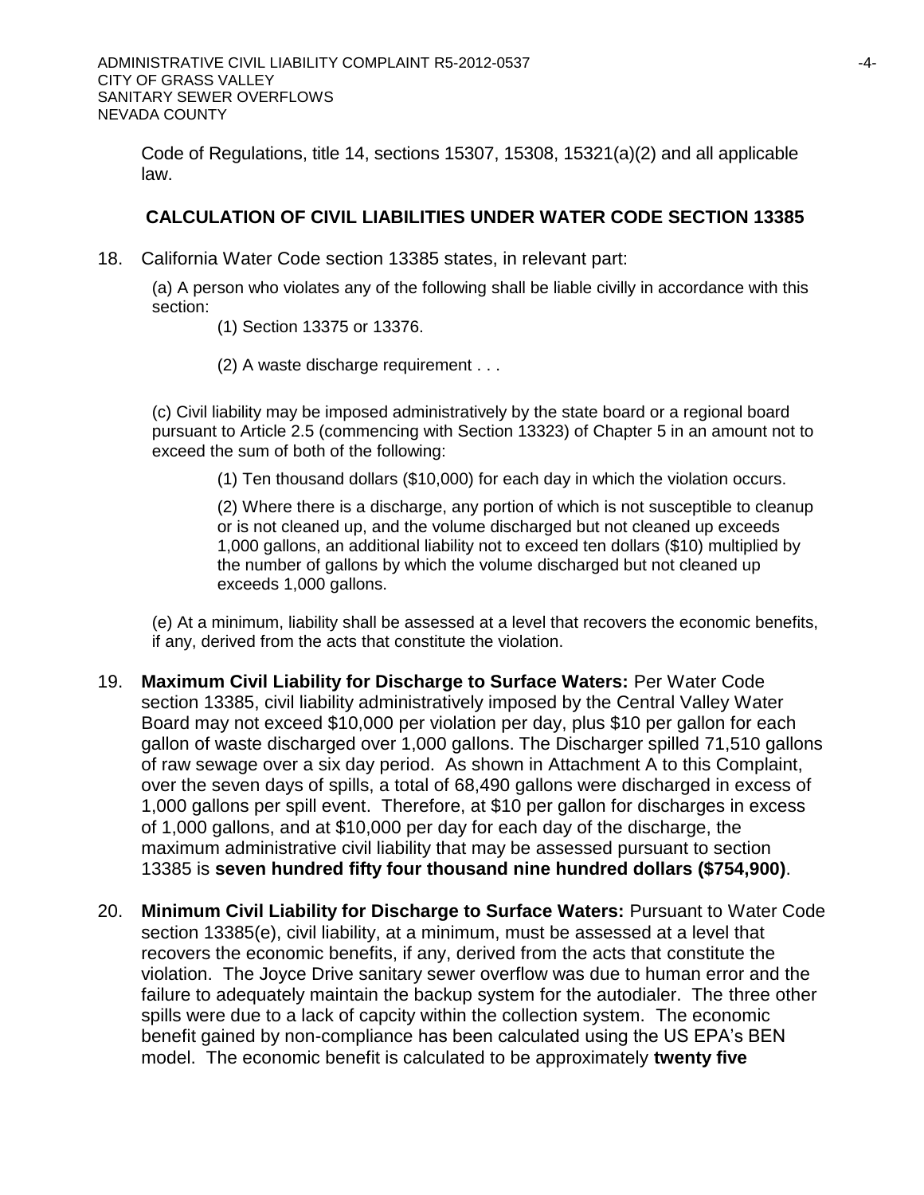Code of Regulations, title 14, sections 15307, 15308, 15321(a)(2) and all applicable law.

## CALCULATION OF CIVIL LIABILITIES UNDER WATER CODE SECTION 13385

18. California Water Code section 13385 states, in relevant part:

    (a) A person who violates any of the following shall be liable civilly in accordance with this section:

    (1) Section 13375 or 13376.

    (2) A waste discharge requirement . . .

    (c) Civil liability may be imposed administratively by the state board or a regional board pursuant to Article 2.5 (commencing with Section 13323) of Chapter 5 in an amount not to exceed the sum of both of the following:

    (1) Ten thousand dollars ($10,000) for each day in which the violation occurs.

    (2) Where there is a discharge, any portion of which is not susceptible to cleanup or is not cleaned up, and the volume discharged but not cleaned up exceeds 1,000 gallons, an additional liability not to exceed ten dollars ($10) multiplied by the number of gallons by which the volume discharged but not cleaned up exceeds 1,000 gallons.

    (e) At a minimum, liability shall be assessed at a level that recovers the economic benefits, if any, derived from the acts that constitute the violation.

19. **Maximum Civil Liability for Discharge to Surface Waters:** Per Water Code section 13385, civil liability administratively imposed by the Central Valley Water Board may not exceed $10,000 per violation per day, plus $10 per gallon for each gallon of waste discharged over 1,000 gallons. The Discharger spilled 71,510 gallons of raw sewage over a six day period. As shown in Attachment A to this Complaint, over the seven days of spills, a total of 68,490 gallons were discharged in excess of 1,000 gallons per spill event. Therefore, at $10 per gallon for discharges in excess of 1,000 gallons, and at $10,000 per day for each day of the discharge, the maximum administrative civil liability that may be assessed pursuant to section 13385 is **seven hundred fifty four thousand nine hundred dollars ($754,900)**.

20. **Minimum Civil Liability for Discharge to Surface Waters:** Pursuant to Water Code section 13385(e), civil liability, at a minimum, must be assessed at a level that recovers the economic benefits, if any, derived from the acts that constitute the violation. The Joyce Drive sanitary sewer overflow was due to human error and the failure to adequately maintain the backup system for the autodialer. The three other spills were due to a lack of capcity within the collection system. The economic benefit gained by non-compliance has been calculated using the US EPA's BEN model. The economic benefit is calculated to be approximately **twenty five**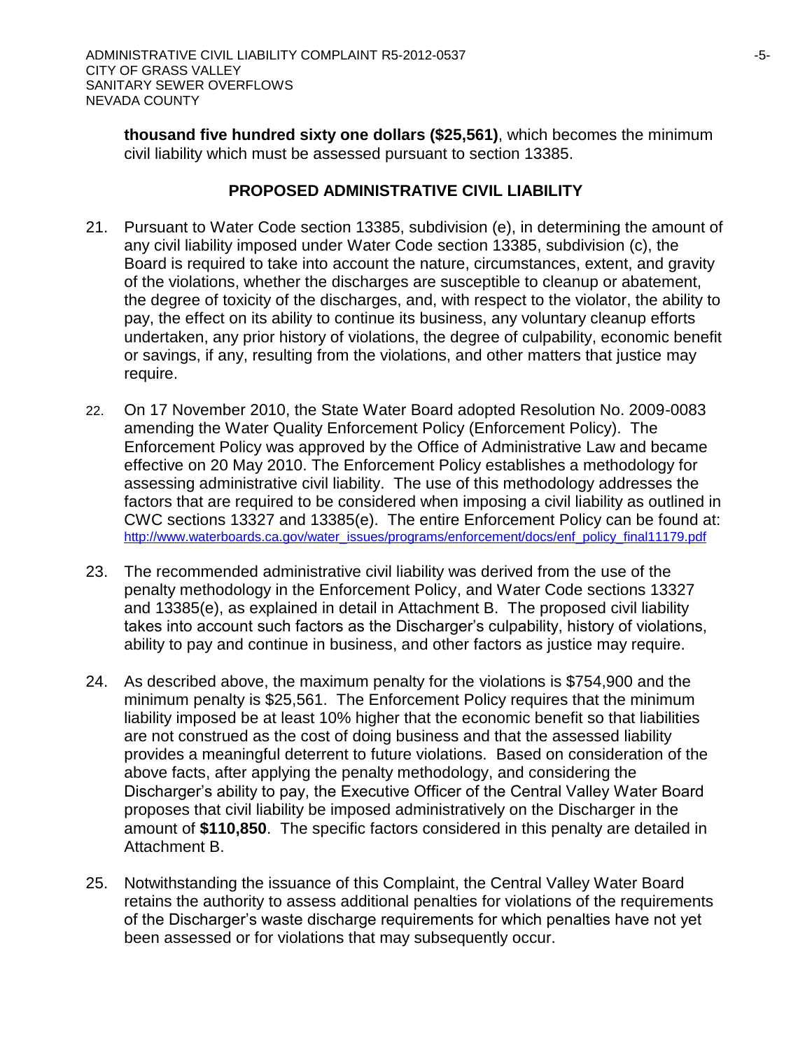**thousand five hundred sixty one dollars ($25,561)**, which becomes the minimum civil liability which must be assessed pursuant to section 13385.

## PROPOSED ADMINISTRATIVE CIVIL LIABILITY

21. Pursuant to Water Code section 13385, subdivision (e), in determining the amount of any civil liability imposed under Water Code section 13385, subdivision (c), the Board is required to take into account the nature, circumstances, extent, and gravity of the violations, whether the discharges are susceptible to cleanup or abatement, the degree of toxicity of the discharges, and, with respect to the violator, the ability to pay, the effect on its ability to continue its business, any voluntary cleanup efforts undertaken, any prior history of violations, the degree of culpability, economic benefit or savings, if any, resulting from the violations, and other matters that justice may require.

22. On 17 November 2010, the State Water Board adopted Resolution No. 2009-0083 amending the Water Quality Enforcement Policy (Enforcement Policy). The Enforcement Policy was approved by the Office of Administrative Law and became effective on 20 May 2010. The Enforcement Policy establishes a methodology for assessing administrative civil liability. The use of this methodology addresses the factors that are required to be considered when imposing a civil liability as outlined in CWC sections 13327 and 13385(e). The entire Enforcement Policy can be found at: http://www.waterboards.ca.gov/water_issues/programs/enforcement/docs/enf_policy_final11179.pdf

23. The recommended administrative civil liability was derived from the use of the penalty methodology in the Enforcement Policy, and Water Code sections 13327 and 13385(e), as explained in detail in Attachment B. The proposed civil liability takes into account such factors as the Discharger's culpability, history of violations, ability to pay and continue in business, and other factors as justice may require.

24. As described above, the maximum penalty for the violations is $754,900 and the minimum penalty is $25,561. The Enforcement Policy requires that the minimum liability imposed be at least 10% higher that the economic benefit so that liabilities are not construed as the cost of doing business and that the assessed liability provides a meaningful deterrent to future violations. Based on consideration of the above facts, after applying the penalty methodology, and considering the Discharger's ability to pay, the Executive Officer of the Central Valley Water Board proposes that civil liability be imposed administratively on the Discharger in the amount of **$110,850**. The specific factors considered in this penalty are detailed in Attachment B.

25. Notwithstanding the issuance of this Complaint, the Central Valley Water Board retains the authority to assess additional penalties for violations of the requirements of the Discharger's waste discharge requirements for which penalties have not yet been assessed or for violations that may subsequently occur.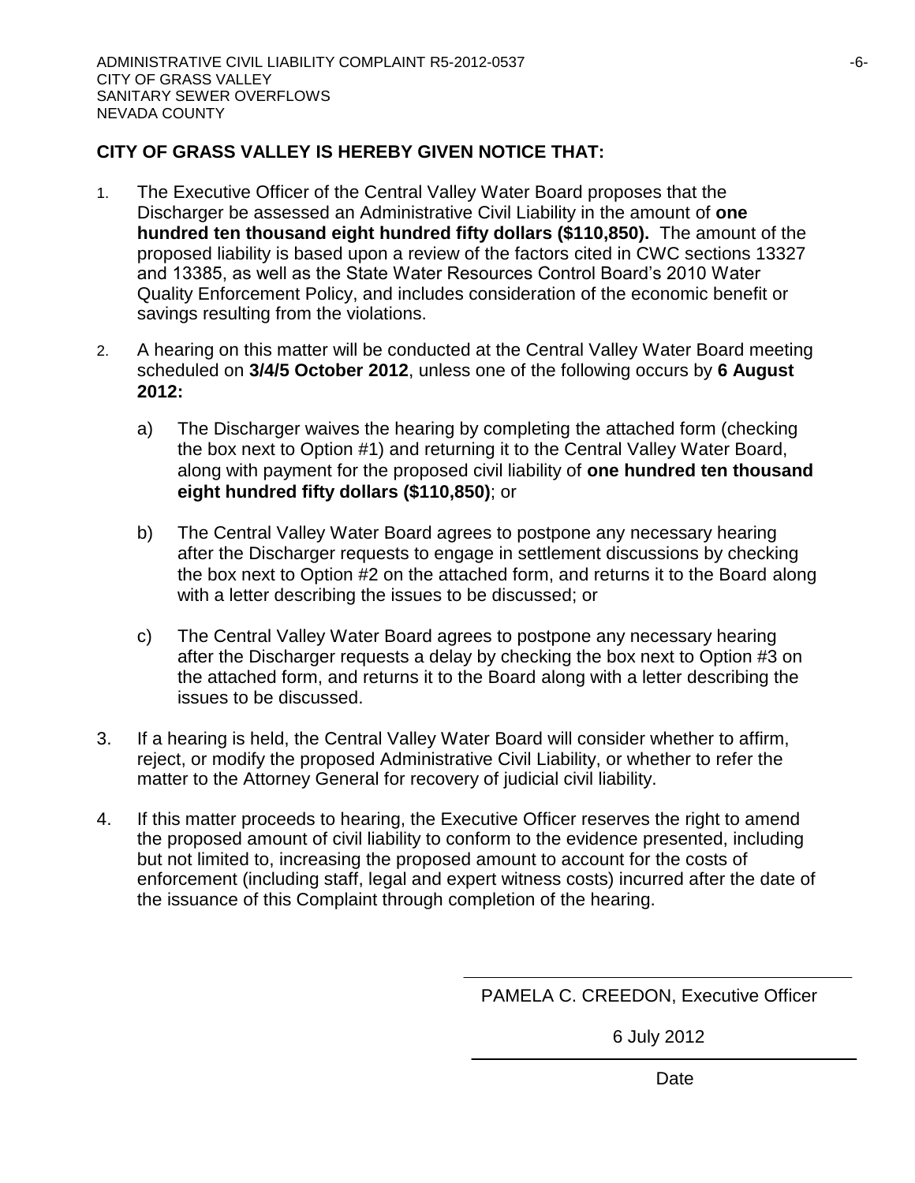**CITY OF GRASS VALLEY IS HEREBY GIVEN NOTICE THAT:**

1. The Executive Officer of the Central Valley Water Board proposes that the Discharger be assessed an Administrative Civil Liability in the amount of **one hundred ten thousand eight hundred fifty dollars ($110,850).** The amount of the proposed liability is based upon a review of the factors cited in CWC sections 13327 and 13385, as well as the State Water Resources Control Board's 2010 Water Quality Enforcement Policy, and includes consideration of the economic benefit or savings resulting from the violations.

2. A hearing on this matter will be conducted at the Central Valley Water Board meeting scheduled on **3/4/5 October 2012**, unless one of the following occurs by **6 August 2012:**

   a) The Discharger waives the hearing by completing the attached form (checking the box next to Option #1) and returning it to the Central Valley Water Board, along with payment for the proposed civil liability of **one hundred ten thousand eight hundred fifty dollars ($110,850)**; or

   b) The Central Valley Water Board agrees to postpone any necessary hearing after the Discharger requests to engage in settlement discussions by checking the box next to Option #2 on the attached form, and returns it to the Board along with a letter describing the issues to be discussed; or

   c) The Central Valley Water Board agrees to postpone any necessary hearing after the Discharger requests a delay by checking the box next to Option #3 on the attached form, and returns it to the Board along with a letter describing the issues to be discussed.

3. If a hearing is held, the Central Valley Water Board will consider whether to affirm, reject, or modify the proposed Administrative Civil Liability, or whether to refer the matter to the Attorney General for recovery of judicial civil liability.

4. If this matter proceeds to hearing, the Executive Officer reserves the right to amend the proposed amount of civil liability to conform to the evidence presented, including but not limited to, increasing the proposed amount to account for the costs of enforcement (including staff, legal and expert witness costs) incurred after the date of the issuance of this Complaint through completion of the hearing.

PAMELA C. CREEDON, Executive Officer

6 July 2012

Date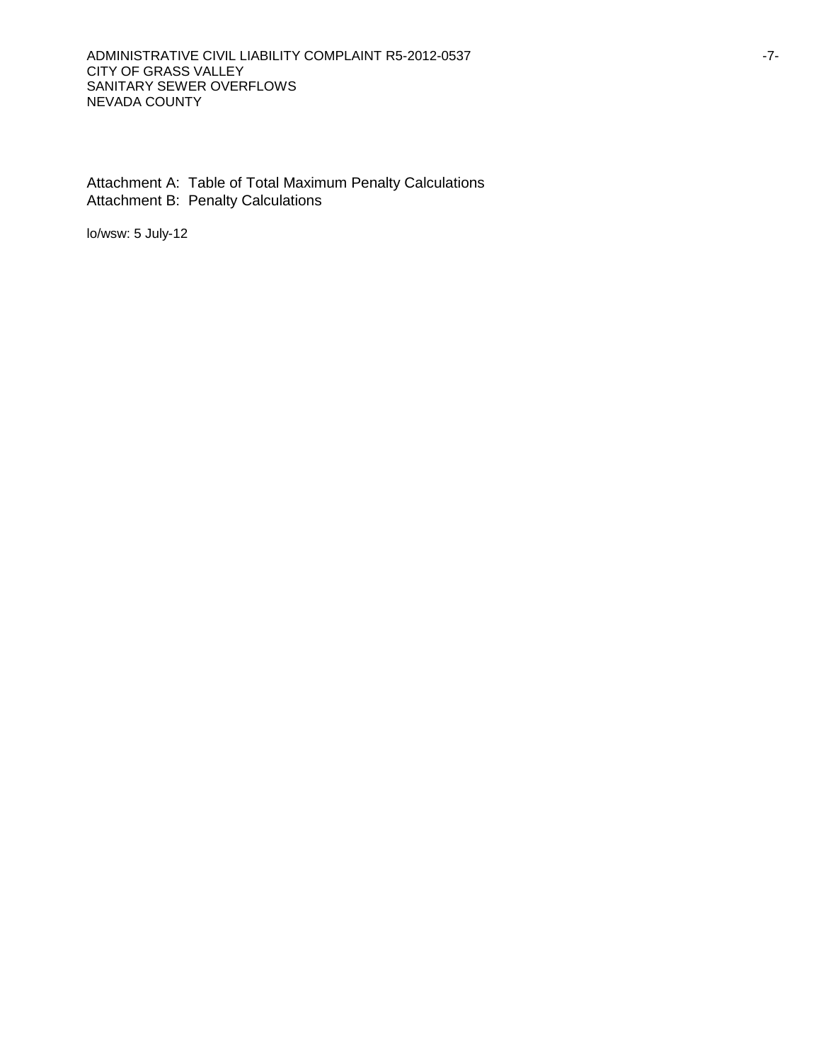Attachment A: Table of Total Maximum Penalty Calculations
Attachment B: Penalty Calculations

lo/wsw: 5 July-12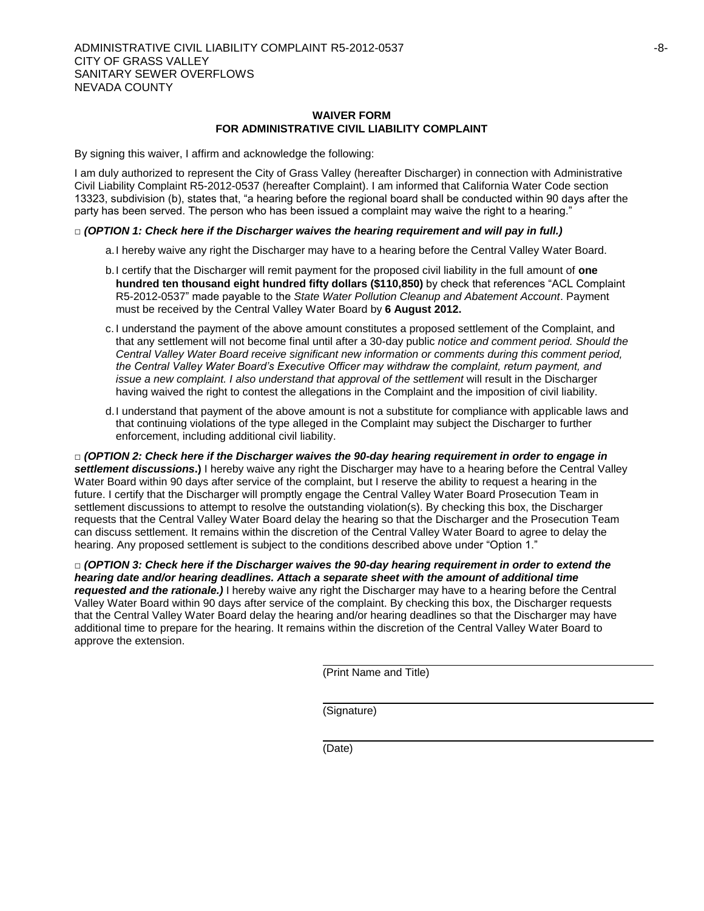**WAIVER FORM**
**FOR ADMINISTRATIVE CIVIL LIABILITY COMPLAINT**

By signing this waiver, I affirm and acknowledge the following:

I am duly authorized to represent the City of Grass Valley (hereafter Discharger) in connection with Administrative Civil Liability Complaint R5-2012-0537 (hereafter Complaint). I am informed that California Water Code section 13323, subdivision (b), states that, "a hearing before the regional board shall be conducted within 90 days after the party has been served. The person who has been issued a complaint may waive the right to a hearing."

□ ***(OPTION 1: Check here if the Discharger waives the hearing requirement and will pay in full.)***

a. I hereby waive any right the Discharger may have to a hearing before the Central Valley Water Board.

b. I certify that the Discharger will remit payment for the proposed civil liability in the full amount of **one hundred ten thousand eight hundred fifty dollars ($110,850)** by check that references "ACL Complaint R5-2012-0537" made payable to the *State Water Pollution Cleanup and Abatement Account*. Payment must be received by the Central Valley Water Board by **6 August 2012.**

c. I understand the payment of the above amount constitutes a proposed settlement of the Complaint, and that any settlement will not become final until after a 30-day public *notice and comment period. Should the Central Valley Water Board receive significant new information or comments during this comment period, the Central Valley Water Board's Executive Officer may withdraw the complaint, return payment, and issue a new complaint. I also understand that approval of the settlement* will result in the Discharger having waived the right to contest the allegations in the Complaint and the imposition of civil liability.

d. I understand that payment of the above amount is not a substitute for compliance with applicable laws and that continuing violations of the type alleged in the Complaint may subject the Discharger to further enforcement, including additional civil liability.

□ ***(OPTION 2: Check here if the Discharger waives the 90-day hearing requirement in order to engage in settlement discussions*.)** I hereby waive any right the Discharger may have to a hearing before the Central Valley Water Board within 90 days after service of the complaint, but I reserve the ability to request a hearing in the future. I certify that the Discharger will promptly engage the Central Valley Water Board Prosecution Team in settlement discussions to attempt to resolve the outstanding violation(s). By checking this box, the Discharger requests that the Central Valley Water Board delay the hearing so that the Discharger and the Prosecution Team can discuss settlement. It remains within the discretion of the Central Valley Water Board to agree to delay the hearing. Any proposed settlement is subject to the conditions described above under "Option 1."

□ ***(OPTION 3: Check here if the Discharger waives the 90-day hearing requirement in order to extend the hearing date and/or hearing deadlines. Attach a separate sheet with the amount of additional time requested and the rationale.)*** I hereby waive any right the Discharger may have to a hearing before the Central Valley Water Board within 90 days after service of the complaint. By checking this box, the Discharger requests that the Central Valley Water Board delay the hearing and/or hearing deadlines so that the Discharger may have additional time to prepare for the hearing. It remains within the discretion of the Central Valley Water Board to approve the extension.

\_\_\_\_\_\_\_\_\_\_\_\_\_\_\_\_\_\_\_\_\_\_\_\_\_\_\_\_\_\_\_\_\_\_\_\_\_\_\_\_
(Print Name and Title)

\_\_\_\_\_\_\_\_\_\_\_\_\_\_\_\_\_\_\_\_\_\_\_\_\_\_\_\_\_\_\_\_\_\_\_\_\_\_\_\_
(Signature)

\_\_\_\_\_\_\_\_\_\_\_\_\_\_\_\_\_\_\_\_\_\_\_\_\_\_\_\_\_\_\_\_\_\_\_\_\_\_\_\_
(Date)